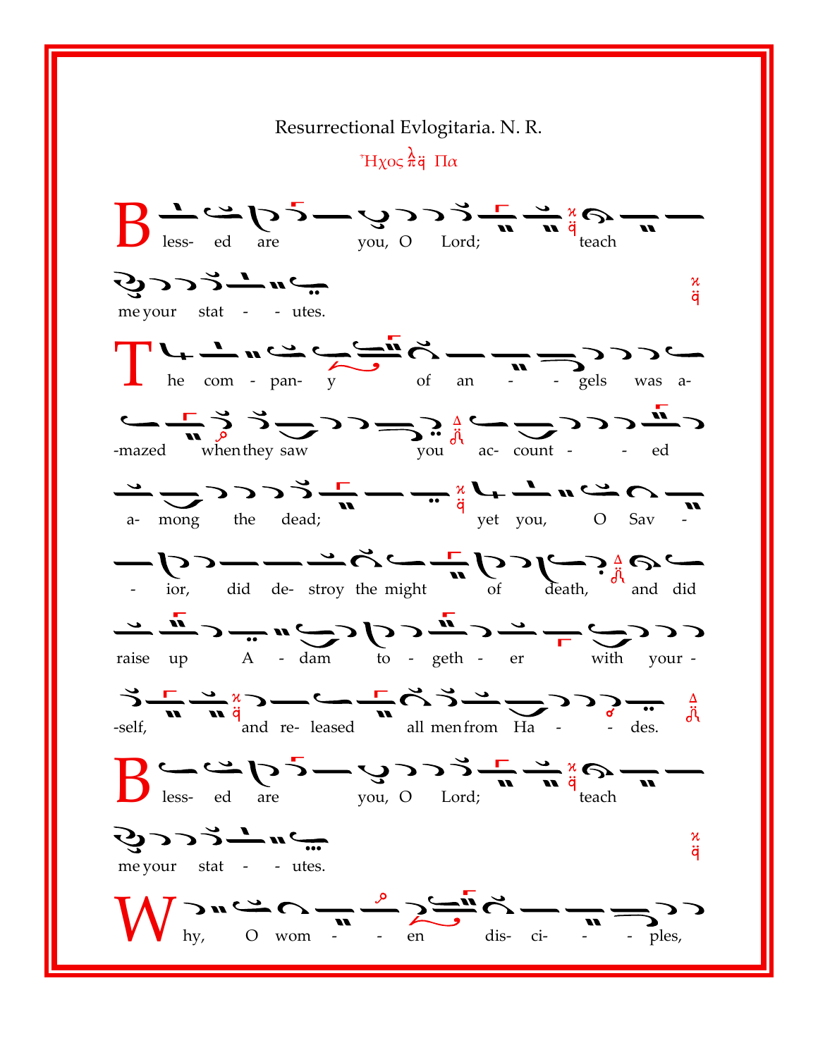# Resurrectional Evlogitaria. N. R.

Ἦχος Πα

Bless- ed are you, O Lord; teach me your stat - - utes.

The com - pan- y of an - - gels was a- -mazed when they saw you ac- count - - ed a- mong the dead; yet you, O Sav - - ior, did de- stroy the might of death, and did raise up A - dam to - geth - er with your- -self, and re- leased all men from Ha - - des.

Bless- ed are you, O Lord; teach me your stat - - utes.

Why, O wom - - en dis- ci- - - ples,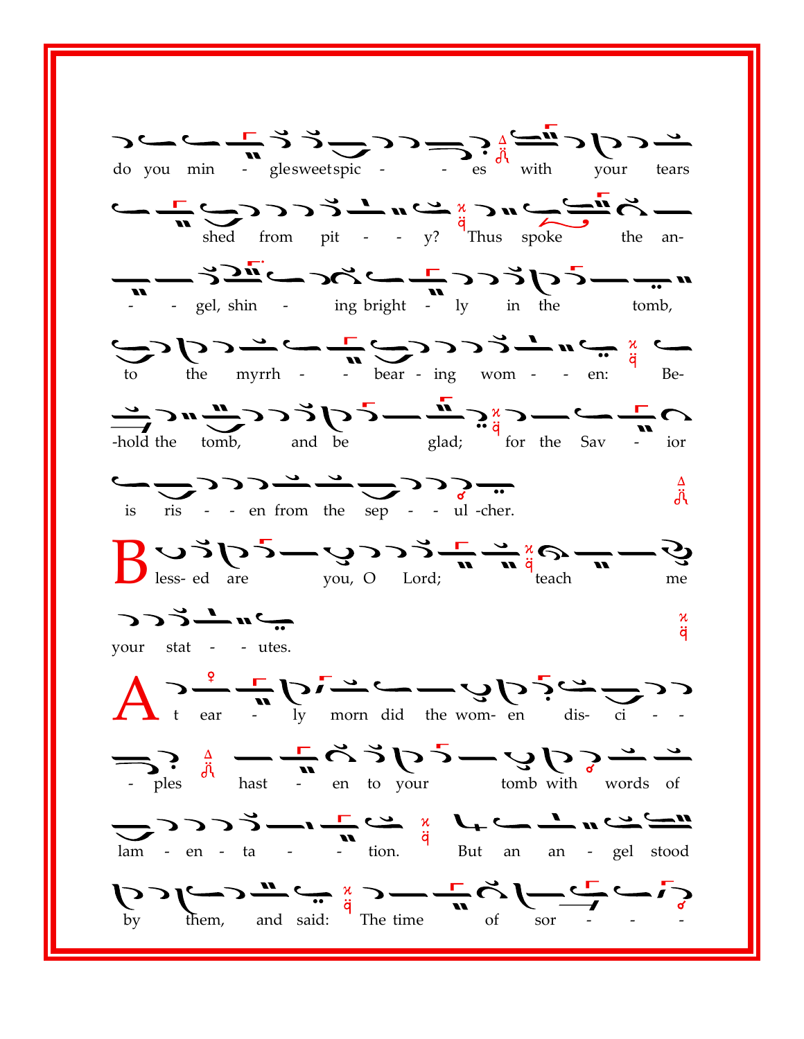do you min - gle sweet spic - - es with your tears

shed from pit - - - y? Thus spoke the an-

- - gel, shin - ing bright - ly in the tomb,

to the myrrh - - bear - ing wom - - en: Be-

-hold the tomb, and be glad; for the Sav - ior

is ris - - - en from the sep - - - ul -cher.

Bless- ed are you, O Lord; teach me

your stat - - utes.

At ear - ly morn did the wom- en dis- ci - -

- ples hast - en to your tomb with words of

lam - en - ta - - tion. But an an - gel stood

by them, and said: The time of sor - - -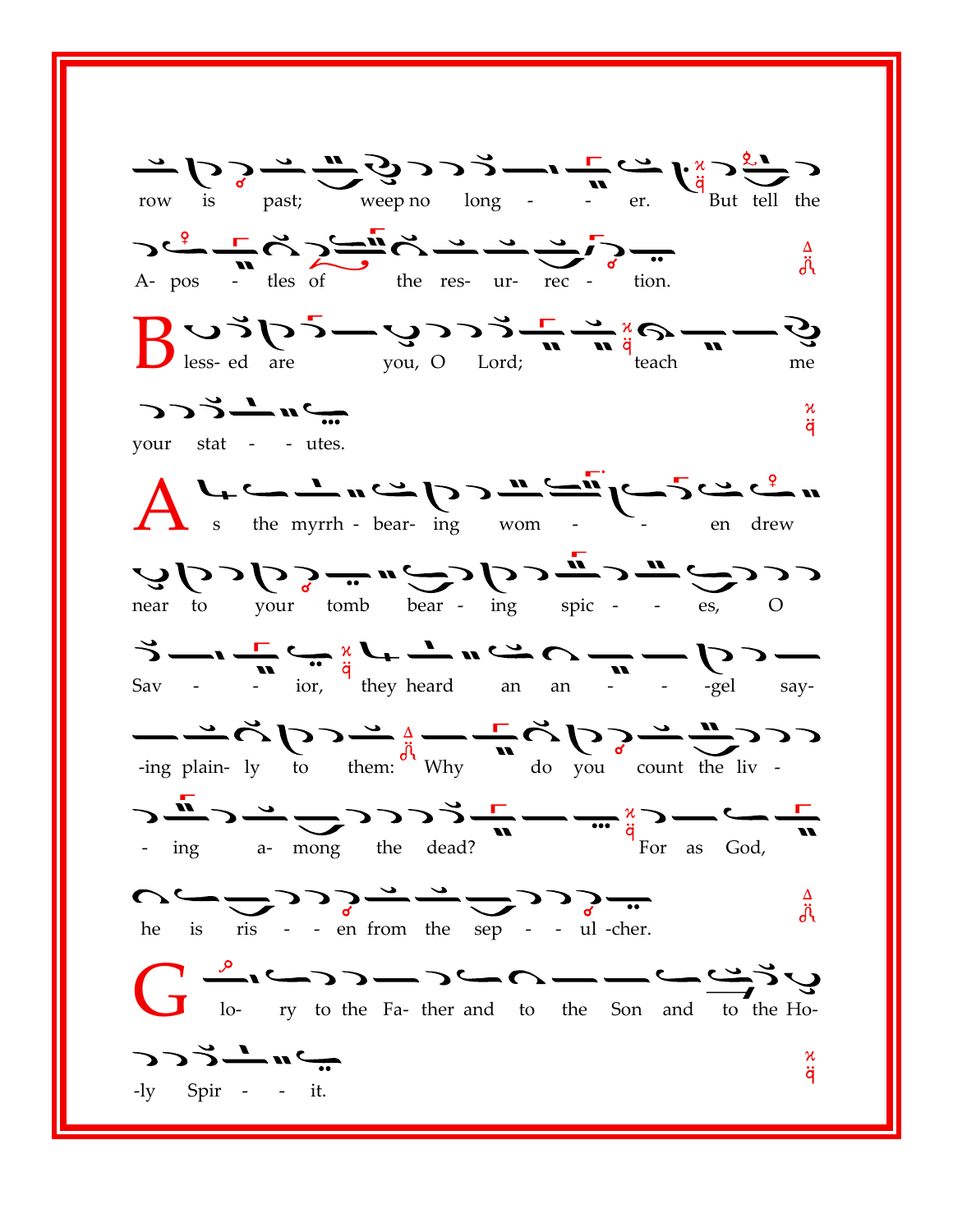row is past; weep no long - - er. But tell the

A- pos - tles of the res- ur- rec - tion.

Bless- ed are you, O Lord; teach me

your stat - - utes.

As the myrrh - bear- ing wom - - en drew

near to your tomb bear - ing spic - - es, O

Sav - - ior, they heard an an - - -gel say-

-ing plain- ly to them: Why do you count the liv -

- ing a- mong the dead? For as God,

he is ris - - en from the sep - - ul -cher.

Glo- ry to the Fa- ther and to the Son and to the Ho-

-ly Spir - - it.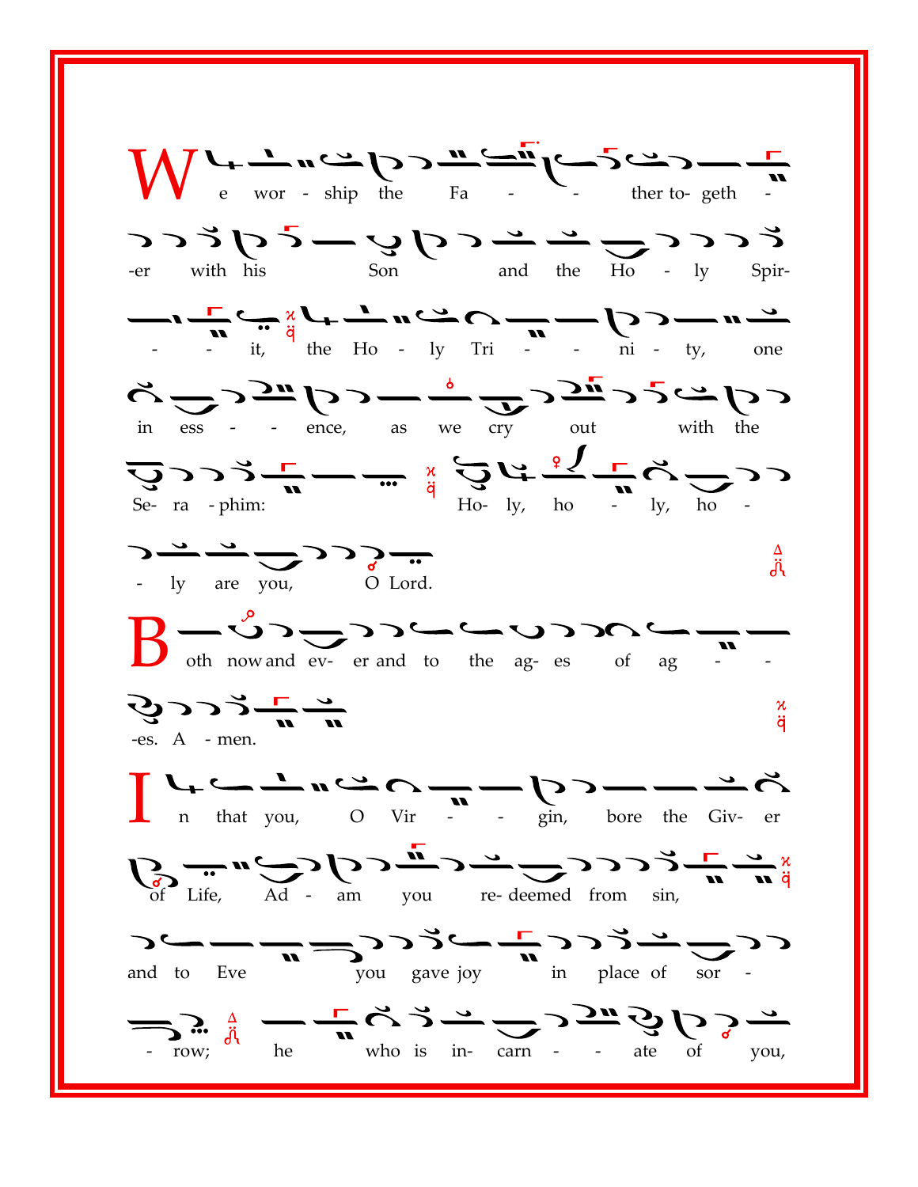We worship the Fa - - ther to- geth - -er with his Son and the Ho - ly Spir- - - it, the Ho - ly Tri - - ni - ty, one in ess - - ence, as we cry out with the Se- ra - phim: Ho- ly, ho - ly, ho - - ly are you, O Lord.

Both now and ev- er and to the ag- es of ag - - -es. A - men.

In that you, O Vir - - gin, bore the Giv- er of Life, Ad - am you re- deemed from sin, and to Eve you gave joy in place of sor - - row; he who is in- carn - - ate of you,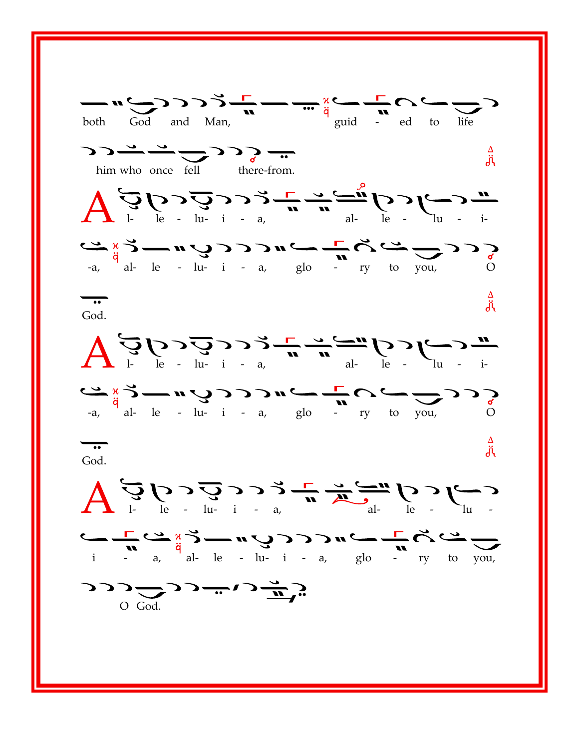both God and Man, guid - ed to life

him who once fell there-from.

A l- le - lu- i - a, al- le - lu - i-

-a, al- le - lu- i - a, glo - ry to you, O

God.

A l- le - lu- i - a, al- le - lu - i-

-a, al- le - lu- i - a, glo - ry to you, O

God.

A l- le - lu- i - a, al- le - lu -

i - a, al- le - lu- i - a, glo - ry to you,

O God.